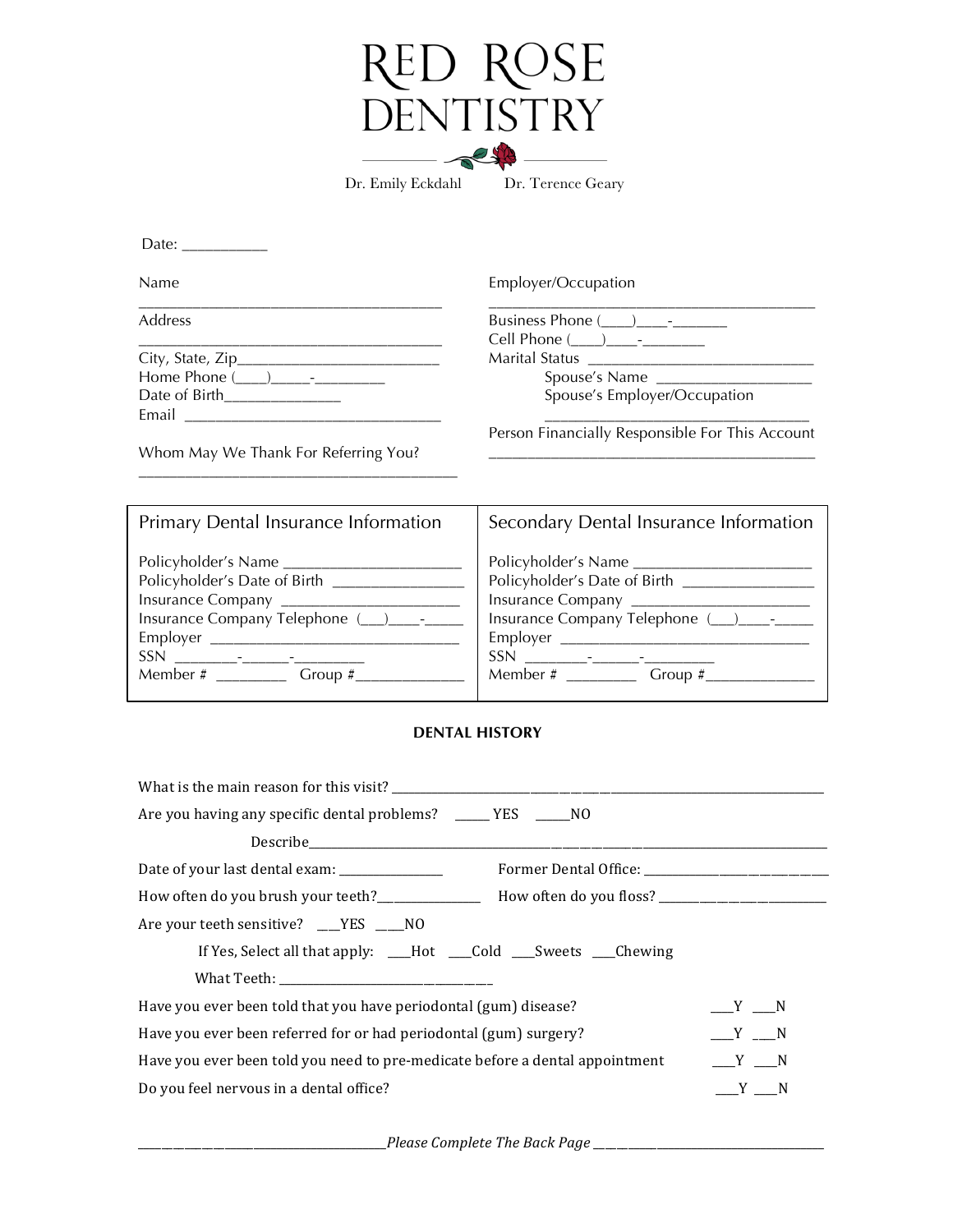# RED ROSE DENTISTRY

Dr. Emily Eckdahl Dr. Terence Geary

Date: ___________

Name
_________________________________________

Address
_________________________________________

City, State, Zip___________________________

Home Phone (____)_____-_________

Date of Birth_______________

Email ___________________________________

Whom May We Thank For Referring You?
_________________________________________

Employer/Occupation
_________________________________________

Business Phone (____)____-_______

Cell Phone (____)____-________

Marital Status ______________________________

Spouse's Name ____________________

Spouse's Employer/Occupation
___________________________________

Person Financially Responsible For This Account
_________________________________________

| Primary Dental Insurance Information | Secondary Dental Insurance Information |
|---|---|
| Policyholder's Name ________________________ | Policyholder's Name ________________________ |
| Policyholder's Date of Birth __________________ | Policyholder's Date of Birth __________________ |
| Insurance Company ________________________ | Insurance Company ________________________ |
| Insurance Company Telephone (___)____-_____ | Insurance Company Telephone (___)____-_____ |
| Employer __________________________________ | Employer __________________________________ |
| SSN ________-_______-_________ | SSN ________-_______-_________ |
| Member # _________ Group #______________ | Member # _________ Group #______________ |

**DENTAL HISTORY**

What is the main reason for this visit? ______________________________________________________

Are you having any specific dental problems? _____ YES _____NO

Describe_______________________________________________________________________

Date of your last dental exam: ________________ Former Dental Office: _____________________________

How often do you brush your teeth?_______________ How often do you floss? _________________________

Are your teeth sensitive? ___YES ____NO

If Yes, Select all that apply: ___Hot ___Cold ___Sweets ___Chewing

What Teeth: _________________________________

Have you ever been told that you have periodontal (gum) disease? ___Y ___N

Have you ever been referred for or had periodontal (gum) surgery? ___Y ___N

Have you ever been told you need to pre-medicate before a dental appointment ___Y ___N

Do you feel nervous in a dental office? ___Y ___N

_______________________________*Please Complete The Back Page* _______________________________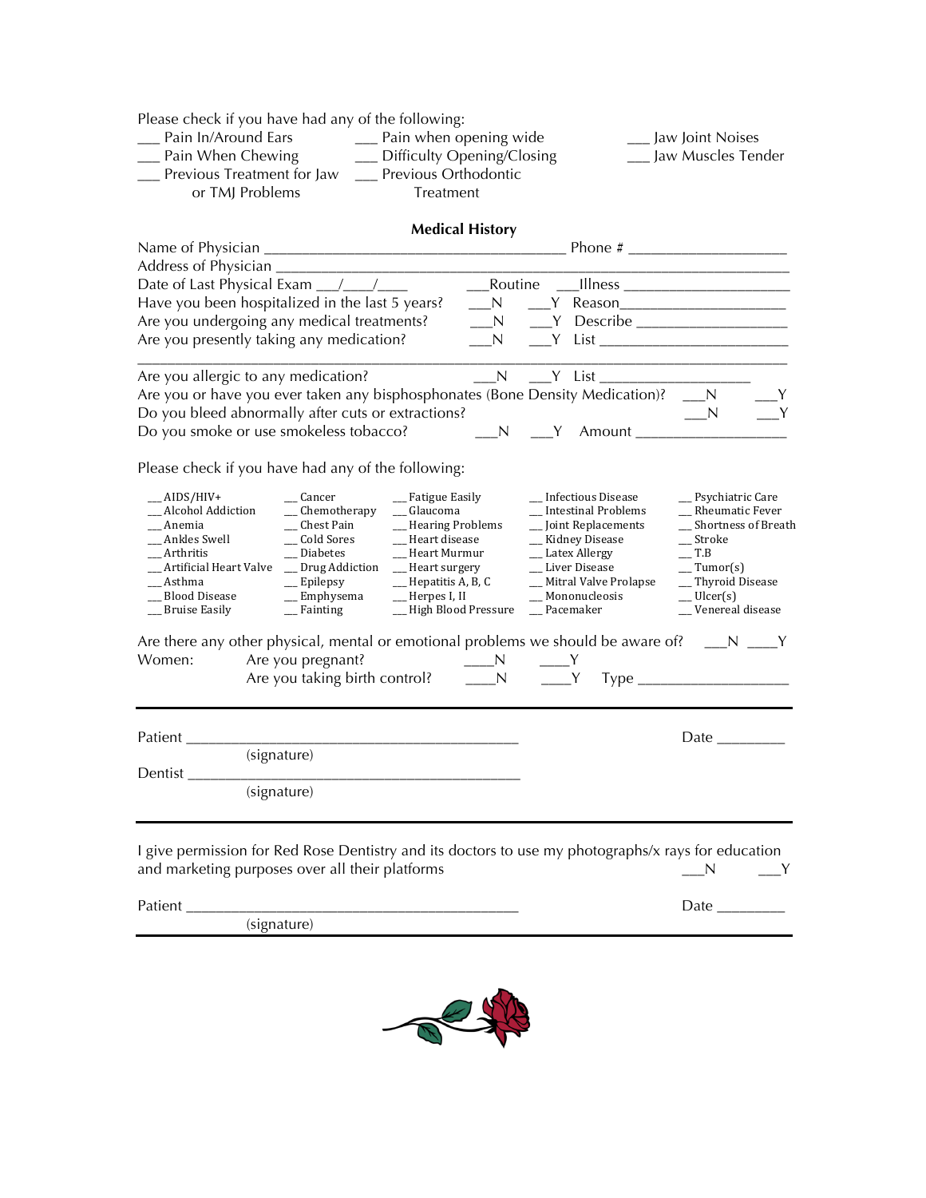Please check if you have had any of the following:

___ Pain In/Around Ears ___ Pain when opening wide ___ Jaw Joint Noises
___ Pain When Chewing ___ Difficulty Opening/Closing ___ Jaw Muscles Tender
___ Previous Treatment for Jaw or TMJ Problems ___ Previous Orthodontic Treatment

**Medical History**

Name of Physician _______________________________________ Phone # ____________________
Address of Physician _______________________________________________________________
Date of Last Physical Exam ___/____/____ ___Routine ___Illness ______________________
Have you been hospitalized in the last 5 years? ___N ___Y Reason______________________
Are you undergoing any medical treatments? ___N ___Y Describe ____________________
Are you presently taking any medication? ___N ___Y List __________________________
_______________________________________________________________________________
Are you allergic to any medication? ___N ___Y List ___________________
Are you or have you ever taken any bisphosphonates (Bone Density Medication)? ___N ___Y
Do you bleed abnormally after cuts or extractions? ___N ___Y
Do you smoke or use smokeless tobacco? ___N ___Y Amount ____________________

Please check if you have had any of the following:

| | | | | |
|---|---|---|---|---|
| __ AIDS/HIV+ | __ Cancer | __ Fatigue Easily | __ Infectious Disease | __ Psychiatric Care |
| __ Alcohol Addiction | __ Chemotherapy | __ Glaucoma | __ Intestinal Problems | __ Rheumatic Fever |
| __ Anemia | __ Chest Pain | __ Hearing Problems | __ Joint Replacements | __ Shortness of Breath |
| __ Ankles Swell | __ Cold Sores | __ Heart disease | __ Kidney Disease | __ Stroke |
| __ Arthritis | __ Diabetes | __ Heart Murmur | __ Latex Allergy | __ T.B |
| __ Artificial Heart Valve | __ Drug Addiction | __ Heart surgery | __ Liver Disease | __ Tumor(s) |
| __ Asthma | __ Epilepsy | __ Hepatitis A, B, C | __ Mitral Valve Prolapse | __ Thyroid Disease |
| __ Blood Disease | __ Emphysema | __ Herpes I, II | __ Mononucleosis | __ Ulcer(s) |
| __ Bruise Easily | __ Fainting | __ High Blood Pressure | __ Pacemaker | __ Venereal disease |

Are there any other physical, mental or emotional problems we should be aware of? ___N ____Y
Women: Are you pregnant? ____N ____Y
Are you taking birth control? ____N ____Y Type ____________________

---

Patient _____________________________________________ Date _________
(signature)
Dentist _____________________________________________
(signature)

---

I give permission for Red Rose Dentistry and its doctors to use my photographs/x rays for education and marketing purposes over all their platforms ___N ___Y

Patient _____________________________________________ Date _________
(signature)